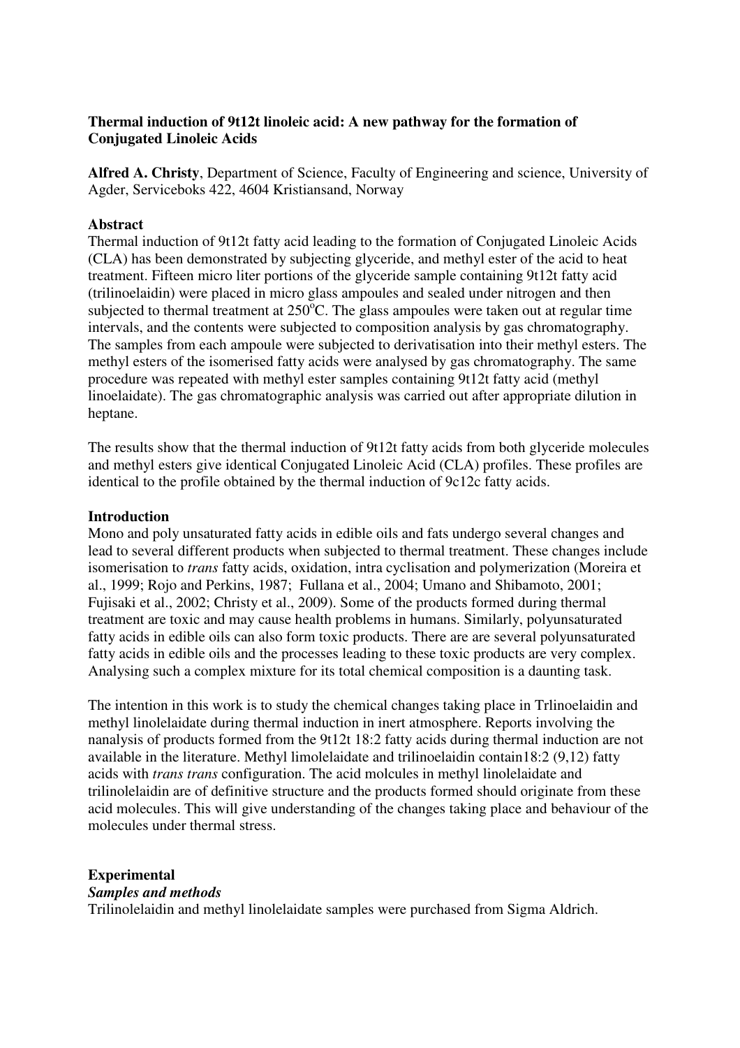**Thermal induction of 9t12t linoleic acid: A new pathway for the formation of Conjugated Linoleic Acids**

**Alfred A. Christy**, Department of Science, Faculty of Engineering and science, University of Agder, Serviceboks 422, 4604 Kristiansand, Norway

**Abstract**

Thermal induction of 9t12t fatty acid leading to the formation of Conjugated Linoleic Acids (CLA) has been demonstrated by subjecting glyceride, and methyl ester of the acid to heat treatment. Fifteen micro liter portions of the glyceride sample containing 9t12t fatty acid (trilinoelaidin) were placed in micro glass ampoules and sealed under nitrogen and then subjected to thermal treatment at 250$^{o}$C. The glass ampoules were taken out at regular time intervals, and the contents were subjected to composition analysis by gas chromatography. The samples from each ampoule were subjected to derivatisation into their methyl esters. The methyl esters of the isomerised fatty acids were analysed by gas chromatography. The same procedure was repeated with methyl ester samples containing 9t12t fatty acid (methyl linoelaidate). The gas chromatographic analysis was carried out after appropriate dilution in heptane.

The results show that the thermal induction of 9t12t fatty acids from both glyceride molecules and methyl esters give identical Conjugated Linoleic Acid (CLA) profiles. These profiles are identical to the profile obtained by the thermal induction of 9c12c fatty acids.

**Introduction**

Mono and poly unsaturated fatty acids in edible oils and fats undergo several changes and lead to several different products when subjected to thermal treatment. These changes include isomerisation to *trans* fatty acids, oxidation, intra cyclisation and polymerization (Moreira et al., 1999; Rojo and Perkins, 1987; Fullana et al., 2004; Umano and Shibamoto, 2001; Fujisaki et al., 2002; Christy et al., 2009). Some of the products formed during thermal treatment are toxic and may cause health problems in humans. Similarly, polyunsaturated fatty acids in edible oils can also form toxic products. There are are several polyunsaturated fatty acids in edible oils and the processes leading to these toxic products are very complex. Analysing such a complex mixture for its total chemical composition is a daunting task.

The intention in this work is to study the chemical changes taking place in Trlinoelaidin and methyl linolelaidate during thermal induction in inert atmosphere. Reports involving the nanalysis of products formed from the 9t12t 18:2 fatty acids during thermal induction are not available in the literature. Methyl limolelaidate and trilinoelaidin contain18:2 (9,12) fatty acids with *trans trans* configuration. The acid molcules in methyl linolelaidate and trilinolelaidin are of definitive structure and the products formed should originate from these acid molecules. This will give understanding of the changes taking place and behaviour of the molecules under thermal stress.

**Experimental**

***Samples and methods***

Trilinolelaidin and methyl linolelaidate samples were purchased from Sigma Aldrich.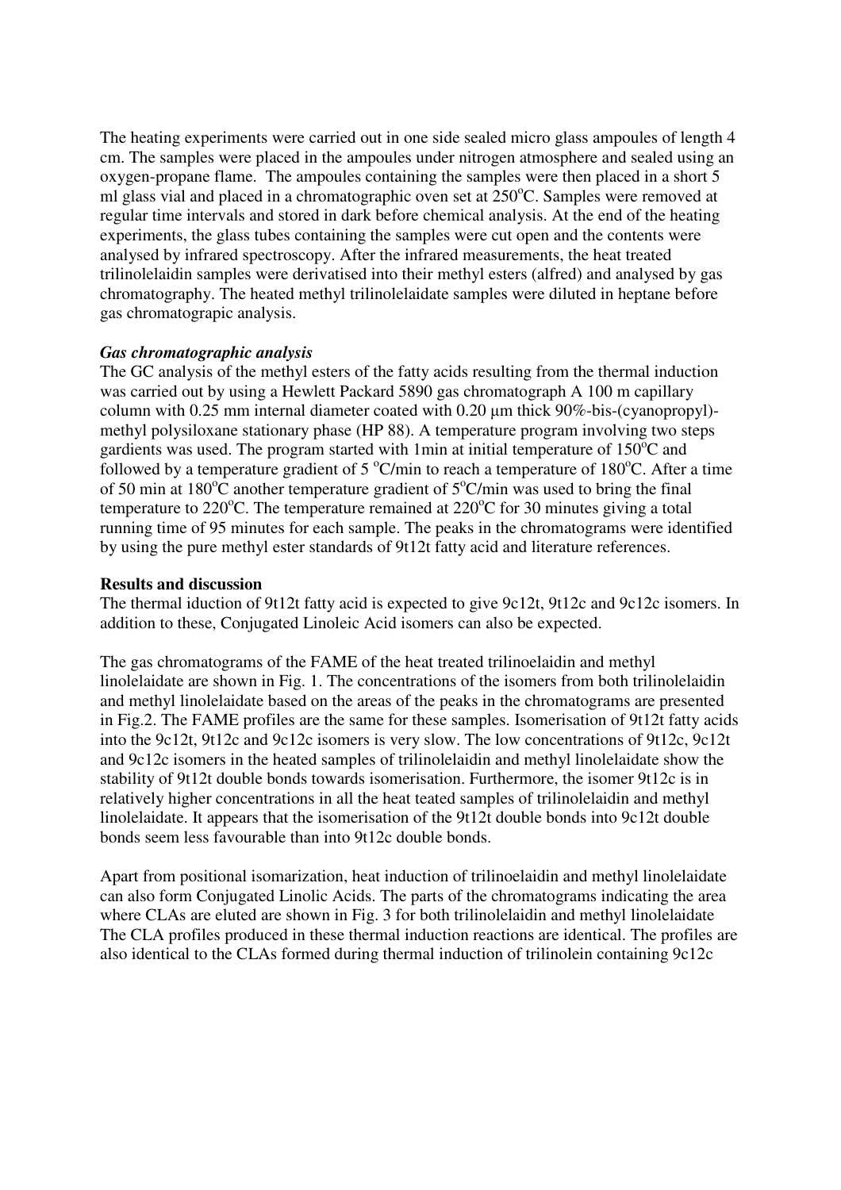The heating experiments were carried out in one side sealed micro glass ampoules of length 4 cm. The samples were placed in the ampoules under nitrogen atmosphere and sealed using an oxygen-propane flame. The ampoules containing the samples were then placed in a short 5 ml glass vial and placed in a chromatographic oven set at 250°C. Samples were removed at regular time intervals and stored in dark before chemical analysis. At the end of the heating experiments, the glass tubes containing the samples were cut open and the contents were analysed by infrared spectroscopy. After the infrared measurements, the heat treated trilinolelaidin samples were derivatised into their methyl esters (alfred) and analysed by gas chromatography. The heated methyl trilinolelaidate samples were diluted in heptane before gas chromatograpic analysis.

***Gas chromatographic analysis***

The GC analysis of the methyl esters of the fatty acids resulting from the thermal induction was carried out by using a Hewlett Packard 5890 gas chromatograph A 100 m capillary column with 0.25 mm internal diameter coated with 0.20 µm thick 90%-bis-(cyanopropyl)-methyl polysiloxane stationary phase (HP 88). A temperature program involving two steps gardients was used. The program started with 1min at initial temperature of 150°C and followed by a temperature gradient of 5 °C/min to reach a temperature of 180°C. After a time of 50 min at 180°C another temperature gradient of 5°C/min was used to bring the final temperature to 220°C. The temperature remained at 220°C for 30 minutes giving a total running time of 95 minutes for each sample. The peaks in the chromatograms were identified by using the pure methyl ester standards of 9t12t fatty acid and literature references.

**Results and discussion**

The thermal iduction of 9t12t fatty acid is expected to give 9c12t, 9t12c and 9c12c isomers. In addition to these, Conjugated Linoleic Acid isomers can also be expected.

The gas chromatograms of the FAME of the heat treated trilinoelaidin and methyl linolelaidate are shown in Fig. 1. The concentrations of the isomers from both trilinolelaidin and methyl linolelaidate based on the areas of the peaks in the chromatograms are presented in Fig.2. The FAME profiles are the same for these samples. Isomerisation of 9t12t fatty acids into the 9c12t, 9t12c and 9c12c isomers is very slow. The low concentrations of 9t12c, 9c12t and 9c12c isomers in the heated samples of trilinolelaidin and methyl linolelaidate show the stability of 9t12t double bonds towards isomerisation. Furthermore, the isomer 9t12c is in relatively higher concentrations in all the heat teated samples of trilinolelaidin and methyl linolelaidate. It appears that the isomerisation of the 9t12t double bonds into 9c12t double bonds seem less favourable than into 9t12c double bonds.

Apart from positional isomarization, heat induction of trilinoelaidin and methyl linolelaidate can also form Conjugated Linolic Acids. The parts of the chromatograms indicating the area where CLAs are eluted are shown in Fig. 3 for both trilinolelaidin and methyl linolelaidate The CLA profiles produced in these thermal induction reactions are identical. The profiles are also identical to the CLAs formed during thermal induction of trilinolein containing 9c12c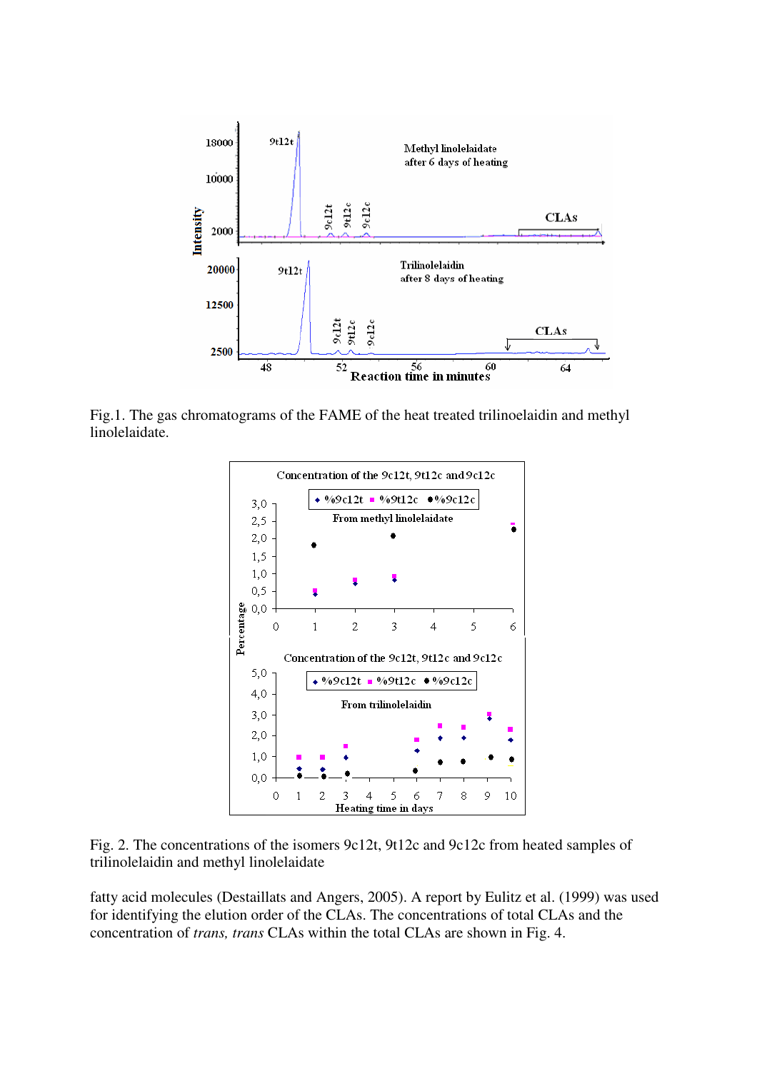Fig.1. The gas chromatograms of the FAME of the heat treated trilinoelaidin and methyl linolelaidate.

Fig. 2. The concentrations of the isomers 9c12t, 9t12c and 9c12c from heated samples of trilinolelaidin and methyl linolelaidate

fatty acid molecules (Destaillats and Angers, 2005). A report by Eulitz et al. (1999) was used for identifying the elution order of the CLAs. The concentrations of total CLAs and the concentration of *trans, trans* CLAs within the total CLAs are shown in Fig. 4.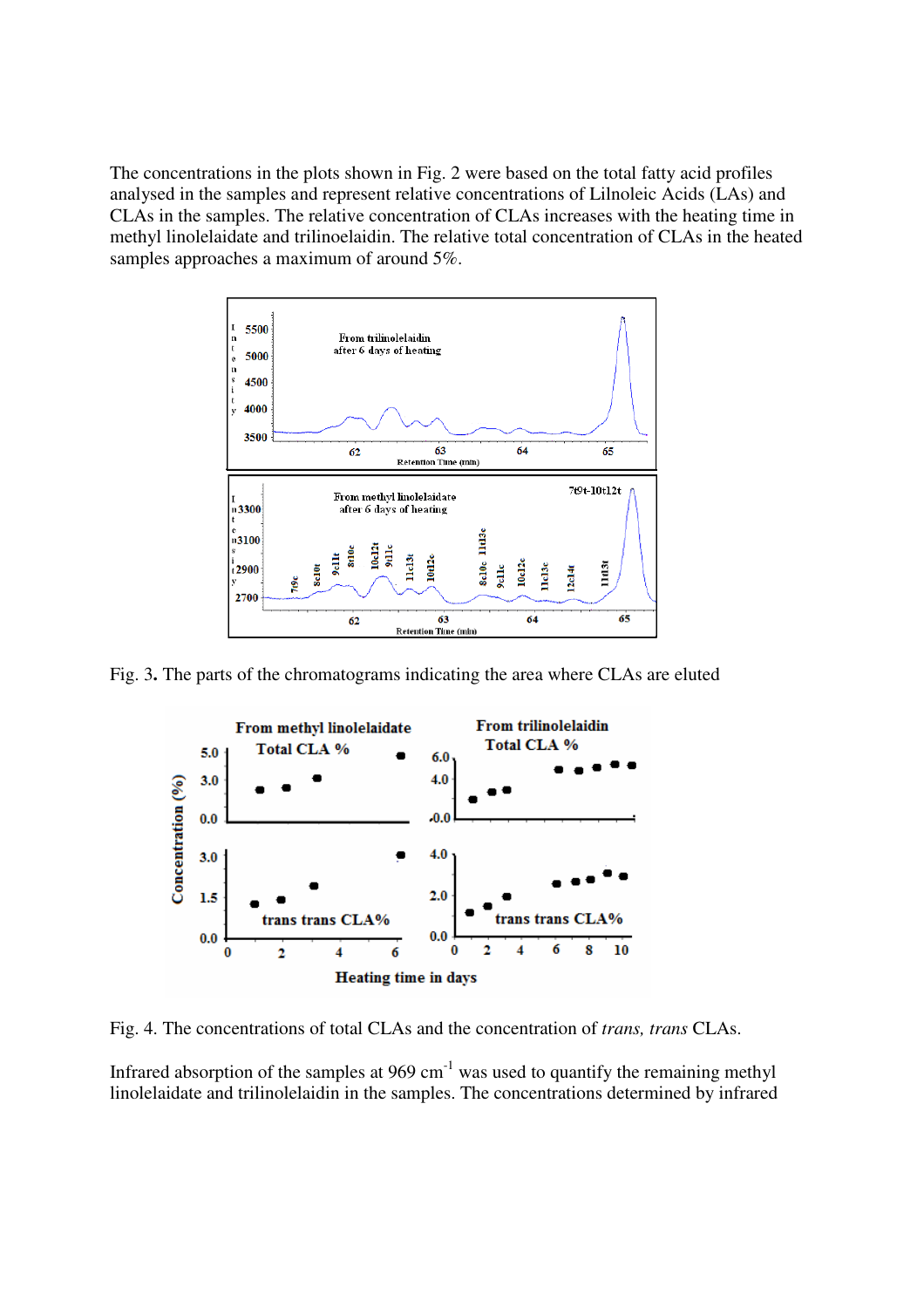The concentrations in the plots shown in Fig. 2 were based on the total fatty acid profiles analysed in the samples and represent relative concentrations of Lilnoleic Acids (LAs) and CLAs in the samples. The relative concentration of CLAs increases with the heating time in methyl linolelaidate and trilinoelaidin. The relative total concentration of CLAs in the heated samples approaches a maximum of around 5%.

Fig. 3**.** The parts of the chromatograms indicating the area where CLAs are eluted

Fig. 4. The concentrations of total CLAs and the concentration of *trans, trans* CLAs.

Infrared absorption of the samples at 969 $cm^{-1}$ was used to quantify the remaining methyl linolelaidate and trilinolelaidin in the samples. The concentrations determined by infrared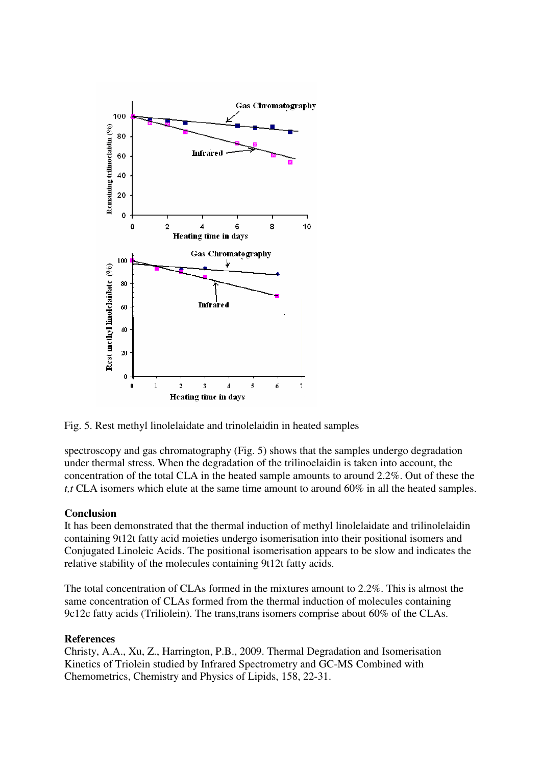Fig. 5. Rest methyl linolelaidate and trinolelaidin in heated samples

spectroscopy and gas chromatography (Fig. 5) shows that the samples undergo degradation under thermal stress. When the degradation of the trilinoelaidin is taken into account, the concentration of the total CLA in the heated sample amounts to around 2.2%. Out of these the *t,t* CLA isomers which elute at the same time amount to around 60% in all the heated samples.

## Conclusion

It has been demonstrated that the thermal induction of methyl linolelaidate and trilinolelaidin containing 9t12t fatty acid moieties undergo isomerisation into their positional isomers and Conjugated Linoleic Acids. The positional isomerisation appears to be slow and indicates the relative stability of the molecules containing 9t12t fatty acids.

The total concentration of CLAs formed in the mixtures amount to 2.2%. This is almost the same concentration of CLAs formed from the thermal induction of molecules containing 9c12c fatty acids (Triliolein). The trans,trans isomers comprise about 60% of the CLAs.

## References

Christy, A.A., Xu, Z., Harrington, P.B., 2009. Thermal Degradation and Isomerisation Kinetics of Triolein studied by Infrared Spectrometry and GC-MS Combined with Chemometrics, Chemistry and Physics of Lipids, 158, 22-31.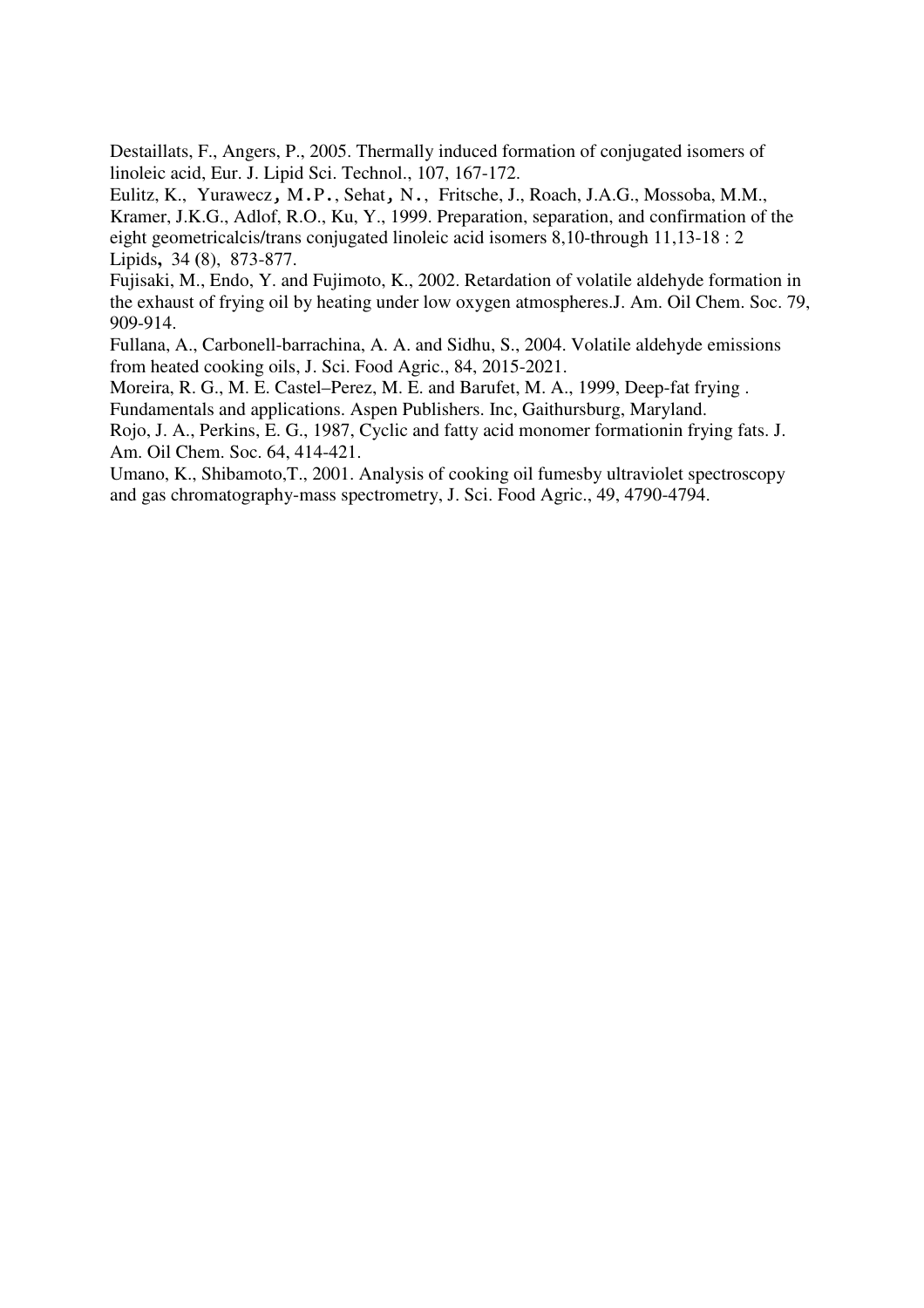Destaillats, F., Angers, P., 2005. Thermally induced formation of conjugated isomers of linoleic acid, Eur. J. Lipid Sci. Technol., 107, 167-172.

Eulitz, K., Yurawecz, M.P., Sehat, N., Fritsche, J., Roach, J.A.G., Mossoba, M.M., Kramer, J.K.G., Adlof, R.O., Ku, Y., 1999. Preparation, separation, and confirmation of the eight geometricalcis/trans conjugated linoleic acid isomers 8,10-through 11,13-18 : 2 Lipids, 34 (8), 873-877.

Fujisaki, M., Endo, Y. and Fujimoto, K., 2002. Retardation of volatile aldehyde formation in the exhaust of frying oil by heating under low oxygen atmospheres.J. Am. Oil Chem. Soc. 79, 909-914.

Fullana, A., Carbonell-barrachina, A. A. and Sidhu, S., 2004. Volatile aldehyde emissions from heated cooking oils, J. Sci. Food Agric., 84, 2015-2021.

Moreira, R. G., M. E. Castel–Perez, M. E. and Barufet, M. A., 1999, Deep-fat frying . Fundamentals and applications. Aspen Publishers. Inc, Gaithursburg, Maryland.

Rojo, J. A., Perkins, E. G., 1987, Cyclic and fatty acid monomer formationin frying fats. J. Am. Oil Chem. Soc. 64, 414-421.

Umano, K., Shibamoto,T., 2001. Analysis of cooking oil fumesby ultraviolet spectroscopy and gas chromatography-mass spectrometry, J. Sci. Food Agric., 49, 4790-4794.